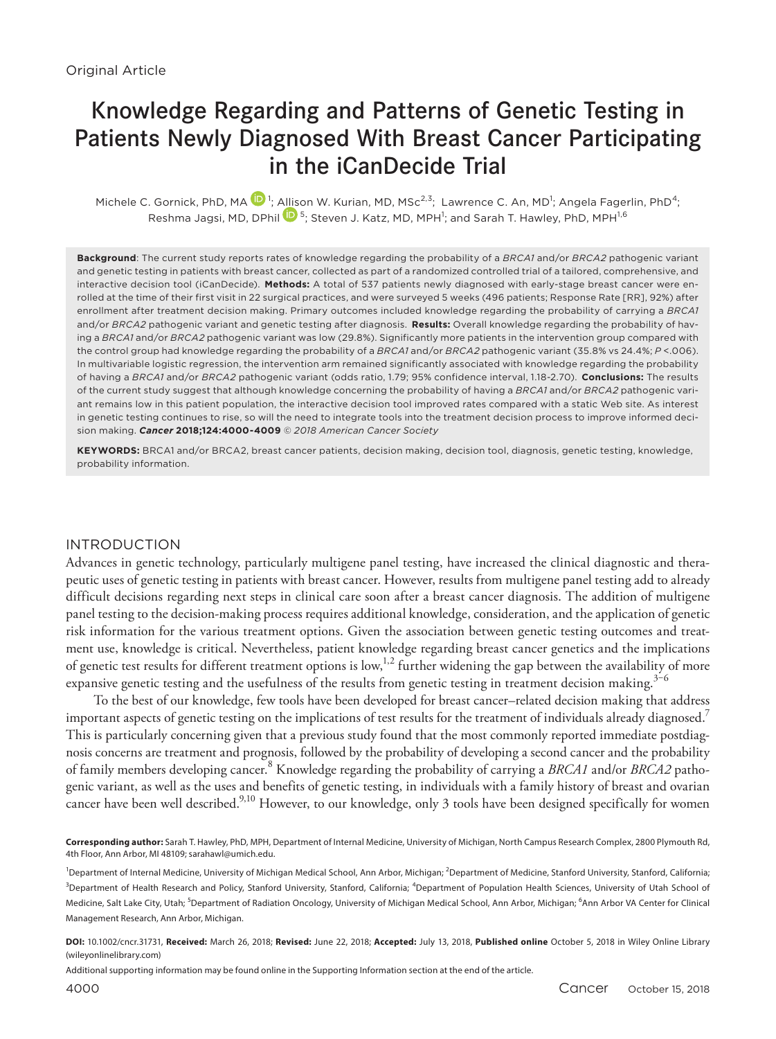Original Article

# Knowledge Regarding and Patterns of Genetic Testing in Patients Newly Diagnosed With Breast Cancer Participating in the iCanDecide Trial

Michele C. Gornick, PhD, MA [1]; Allison W. Kurian, MD, MSc [2,3]; Lawrence C. An, MD [1]; Angela Fagerlin, PhD [4]; Reshma Jagsi, MD, DPhil [5]; Steven J. Katz, MD, MPH [1]; and Sarah T. Hawley, PhD, MPH [1,6]

**Background**: The current study reports rates of knowledge regarding the probability of a *BRCA1* and/or *BRCA2* pathogenic variant and genetic testing in patients with breast cancer, collected as part of a randomized controlled trial of a tailored, comprehensive, and interactive decision tool (iCanDecide). **Methods:** A total of 537 patients newly diagnosed with early-stage breast cancer were enrolled at the time of their first visit in 22 surgical practices, and were surveyed 5 weeks (496 patients; Response Rate [RR], 92%) after enrollment after treatment decision making. Primary outcomes included knowledge regarding the probability of carrying a *BRCA1* and/or *BRCA2* pathogenic variant and genetic testing after diagnosis. **Results:** Overall knowledge regarding the probability of having a *BRCA1* and/or *BRCA2* pathogenic variant was low (29.8%). Significantly more patients in the intervention group compared with the control group had knowledge regarding the probability of a *BRCA1* and/or *BRCA2* pathogenic variant (35.8% vs 24.4%; $P < .006$). In multivariable logistic regression, the intervention arm remained significantly associated with knowledge regarding the probability of having a *BRCA1* and/or *BRCA2* pathogenic variant (odds ratio, 1.79; 95% confidence interval, 1.18-2.70). **Conclusions:** The results of the current study suggest that although knowledge concerning the probability of having a *BRCA1* and/or *BRCA2* pathogenic variant remains low in this patient population, the interactive decision tool improved rates compared with a static Web site. As interest in genetic testing continues to rise, so will the need to integrate tools into the treatment decision process to improve informed decision making. ***Cancer* 2018;124:4000-4009**. *© 2018 American Cancer Society*

**KEYWORDS:** BRCA1 and/or BRCA2, breast cancer patients, decision making, decision tool, diagnosis, genetic testing, knowledge, probability information.

## INTRODUCTION

Advances in genetic technology, particularly multigene panel testing, have increased the clinical diagnostic and therapeutic uses of genetic testing in patients with breast cancer. However, results from multigene panel testing add to already difficult decisions regarding next steps in clinical care soon after a breast cancer diagnosis. The addition of multigene panel testing to the decision-making process requires additional knowledge, consideration, and the application of genetic risk information for the various treatment options. Given the association between genetic testing outcomes and treatment use, knowledge is critical. Nevertheless, patient knowledge regarding breast cancer genetics and the implications of genetic test results for different treatment options is low,[1,2] further widening the gap between the availability of more expansive genetic testing and the usefulness of the results from genetic testing in treatment decision making.[3–6]

To the best of our knowledge, few tools have been developed for breast cancer–related decision making that address important aspects of genetic testing on the implications of test results for the treatment of individuals already diagnosed.[7] This is particularly concerning given that a previous study found that the most commonly reported immediate postdiagnosis concerns are treatment and prognosis, followed by the probability of developing a second cancer and the probability of family members developing cancer.[8] Knowledge regarding the probability of carrying a *BRCA1* and/or *BRCA2* pathogenic variant, as well as the uses and benefits of genetic testing, in individuals with a family history of breast and ovarian cancer have been well described.[9,10] However, to our knowledge, only 3 tools have been designed specifically for women

**Corresponding author:** Sarah T. Hawley, PhD, MPH, Department of Internal Medicine, University of Michigan, North Campus Research Complex, 2800 Plymouth Rd, 4th Floor, Ann Arbor, MI 48109; sarahawl@umich.edu.

[1]Department of Internal Medicine, University of Michigan Medical School, Ann Arbor, Michigan; [2]Department of Medicine, Stanford University, Stanford, California; [3]Department of Health Research and Policy, Stanford University, Stanford, California; [4]Department of Population Health Sciences, University of Utah School of Medicine, Salt Lake City, Utah; [5]Department of Radiation Oncology, University of Michigan Medical School, Ann Arbor, Michigan; [6]Ann Arbor VA Center for Clinical Management Research, Ann Arbor, Michigan.

**DOI:** 10.1002/cncr.31731, **Received:** March 26, 2018; **Revised:** June 22, 2018; **Accepted:** July 13, 2018, **Published online** October 5, 2018 in Wiley Online Library (wileyonlinelibrary.com)

Additional supporting information may be found online in the Supporting Information section at the end of the article.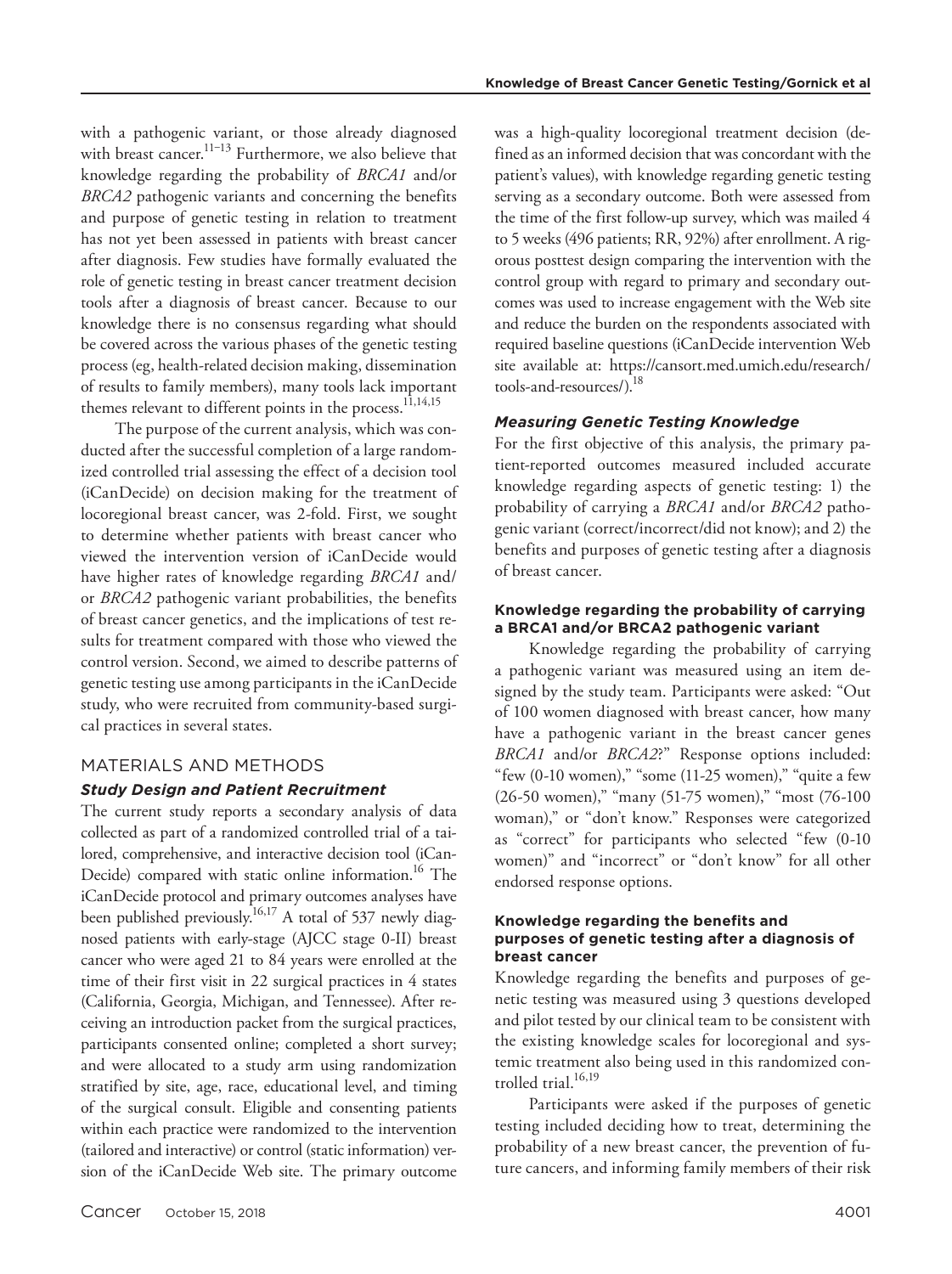with a pathogenic variant, or those already diagnosed with breast cancer.[11–13] Furthermore, we also believe that knowledge regarding the probability of *BRCA1* and/or *BRCA2* pathogenic variants and concerning the benefits and purpose of genetic testing in relation to treatment has not yet been assessed in patients with breast cancer after diagnosis. Few studies have formally evaluated the role of genetic testing in breast cancer treatment decision tools after a diagnosis of breast cancer. Because to our knowledge there is no consensus regarding what should be covered across the various phases of the genetic testing process (eg, health-related decision making, dissemination of results to family members), many tools lack important themes relevant to different points in the process.[11,14,15]

The purpose of the current analysis, which was conducted after the successful completion of a large randomized controlled trial assessing the effect of a decision tool (iCanDecide) on decision making for the treatment of locoregional breast cancer, was 2-fold. First, we sought to determine whether patients with breast cancer who viewed the intervention version of iCanDecide would have higher rates of knowledge regarding *BRCA1* and/or *BRCA2* pathogenic variant probabilities, the benefits of breast cancer genetics, and the implications of test results for treatment compared with those who viewed the control version. Second, we aimed to describe patterns of genetic testing use among participants in the iCanDecide study, who were recruited from community-based surgical practices in several states.

## MATERIALS AND METHODS

### Study Design and Patient Recruitment

The current study reports a secondary analysis of data collected as part of a randomized controlled trial of a tailored, comprehensive, and interactive decision tool (iCanDecide) compared with static online information.[16] The iCanDecide protocol and primary outcomes analyses have been published previously.[16,17] A total of 537 newly diagnosed patients with early-stage (AJCC stage 0-II) breast cancer who were aged 21 to 84 years were enrolled at the time of their first visit in 22 surgical practices in 4 states (California, Georgia, Michigan, and Tennessee). After receiving an introduction packet from the surgical practices, participants consented online; completed a short survey; and were allocated to a study arm using randomization stratified by site, age, race, educational level, and timing of the surgical consult. Eligible and consenting patients within each practice were randomized to the intervention (tailored and interactive) or control (static information) version of the iCanDecide Web site. The primary outcome was a high-quality locoregional treatment decision (defined as an informed decision that was concordant with the patient's values), with knowledge regarding genetic testing serving as a secondary outcome. Both were assessed from the time of the first follow-up survey, which was mailed 4 to 5 weeks (496 patients; RR, 92%) after enrollment. A rigorous posttest design comparing the intervention with the control group with regard to primary and secondary outcomes was used to increase engagement with the Web site and reduce the burden on the respondents associated with required baseline questions (iCanDecide intervention Web site available at: https://cansort.med.umich.edu/research/tools-and-resources/).[18]

### Measuring Genetic Testing Knowledge

For the first objective of this analysis, the primary patient-reported outcomes measured included accurate knowledge regarding aspects of genetic testing: 1) the probability of carrying a *BRCA1* and/or *BRCA2* pathogenic variant (correct/incorrect/did not know); and 2) the benefits and purposes of genetic testing after a diagnosis of breast cancer.

#### Knowledge regarding the probability of carrying a BRCA1 and/or BRCA2 pathogenic variant

Knowledge regarding the probability of carrying a pathogenic variant was measured using an item designed by the study team. Participants were asked: "Out of 100 women diagnosed with breast cancer, how many have a pathogenic variant in the breast cancer genes *BRCA1* and/or *BRCA2*?" Response options included: "few (0-10 women)," "some (11-25 women)," "quite a few (26-50 women)," "many (51-75 women)," "most (76-100 woman)," or "don't know." Responses were categorized as "correct" for participants who selected "few (0-10 women)" and "incorrect" or "don't know" for all other endorsed response options.

#### Knowledge regarding the benefits and purposes of genetic testing after a diagnosis of breast cancer

Knowledge regarding the benefits and purposes of genetic testing was measured using 3 questions developed and pilot tested by our clinical team to be consistent with the existing knowledge scales for locoregional and systemic treatment also being used in this randomized controlled trial.[16,19]

Participants were asked if the purposes of genetic testing included deciding how to treat, determining the probability of a new breast cancer, the prevention of future cancers, and informing family members of their risk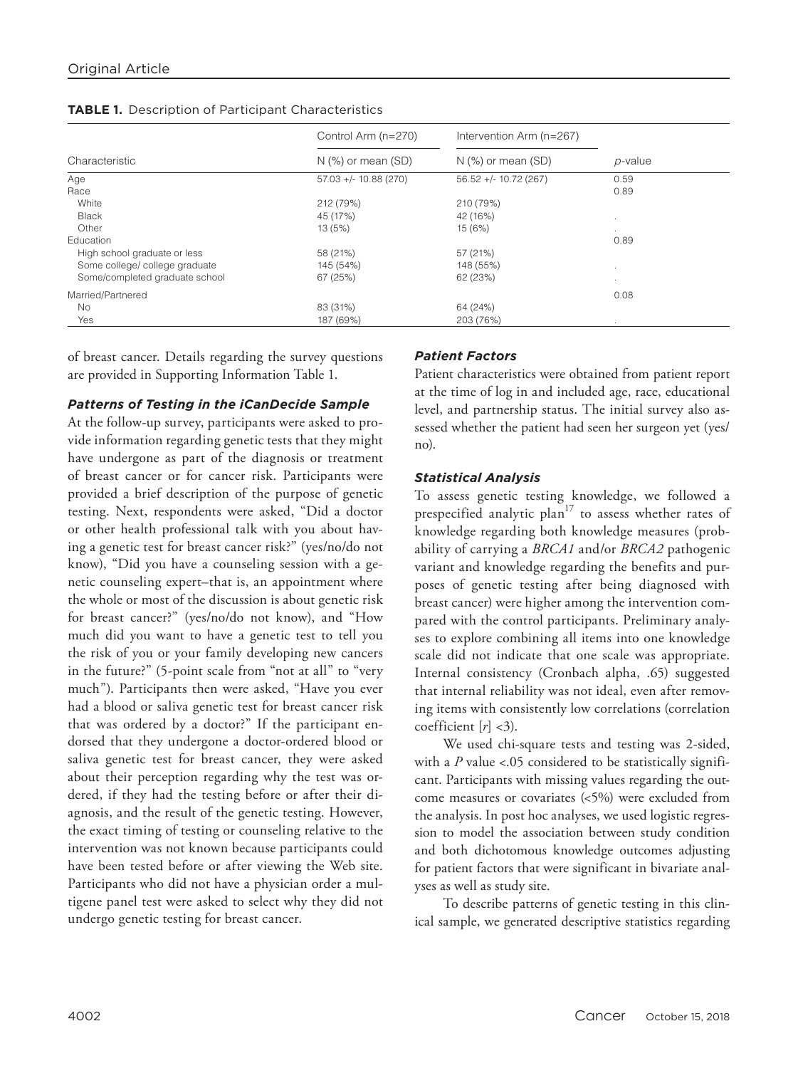**TABLE 1.** Description of Participant Characteristics

| Characteristic | Control Arm (n=270) | Intervention Arm (n=267) | |
|---|---|---|---|
| | N (%) or mean (SD) | N (%) or mean (SD) | *p*-value |
| Age | 57.03 +/- 10.88 (270) | 56.52 +/- 10.72 (267) | 0.59 |
| Race | | | 0.89 |
| White | 212 (79%) | 210 (79%) | |
| Black | 45 (17%) | 42 (16%) | . |
| Other | 13 (5%) | 15 (6%) | . |
| Education | | | 0.89 |
| High school graduate or less | 58 (21%) | 57 (21%) | |
| Some college/ college graduate | 145 (54%) | 148 (55%) | . |
| Some/completed graduate school | 67 (25%) | 62 (23%) | . |
| Married/Partnered | | | 0.08 |
| No | 83 (31%) | 64 (24%) | |
| Yes | 187 (69%) | 203 (76%) | . |

of breast cancer. Details regarding the survey questions are provided in Supporting Information Table 1.

### *Patterns of Testing in the iCanDecide Sample*

At the follow-up survey, participants were asked to provide information regarding genetic tests that they might have undergone as part of the diagnosis or treatment of breast cancer or for cancer risk. Participants were provided a brief description of the purpose of genetic testing. Next, respondents were asked, "Did a doctor or other health professional talk with you about having a genetic test for breast cancer risk?" (yes/no/do not know), "Did you have a counseling session with a genetic counseling expert–that is, an appointment where the whole or most of the discussion is about genetic risk for breast cancer?" (yes/no/do not know), and "How much did you want to have a genetic test to tell you the risk of you or your family developing new cancers in the future?" (5-point scale from "not at all" to "very much"). Participants then were asked, "Have you ever had a blood or saliva genetic test for breast cancer risk that was ordered by a doctor?" If the participant endorsed that they undergone a doctor-ordered blood or saliva genetic test for breast cancer, they were asked about their perception regarding why the test was ordered, if they had the testing before or after their diagnosis, and the result of the genetic testing. However, the exact timing of testing or counseling relative to the intervention was not known because participants could have been tested before or after viewing the Web site. Participants who did not have a physician order a multigene panel test were asked to select why they did not undergo genetic testing for breast cancer.

### *Patient Factors*

Patient characteristics were obtained from patient report at the time of log in and included age, race, educational level, and partnership status. The initial survey also assessed whether the patient had seen her surgeon yet (yes/no).

### *Statistical Analysis*

To assess genetic testing knowledge, we followed a prespecified analytic plan[17] to assess whether rates of knowledge regarding both knowledge measures (probability of carrying a *BRCA1* and/or *BRCA2* pathogenic variant and knowledge regarding the benefits and purposes of genetic testing after being diagnosed with breast cancer) were higher among the intervention compared with the control participants. Preliminary analyses to explore combining all items into one knowledge scale did not indicate that one scale was appropriate. Internal consistency (Cronbach alpha, .65) suggested that internal reliability was not ideal, even after removing items with consistently low correlations (correlation coefficient [$r$] <3).

We used chi-square tests and testing was 2-sided, with a $P$ value <.05 considered to be statistically significant. Participants with missing values regarding the outcome measures or covariates (<5%) were excluded from the analysis. In post hoc analyses, we used logistic regression to model the association between study condition and both dichotomous knowledge outcomes adjusting for patient factors that were significant in bivariate analyses as well as study site.

To describe patterns of genetic testing in this clinical sample, we generated descriptive statistics regarding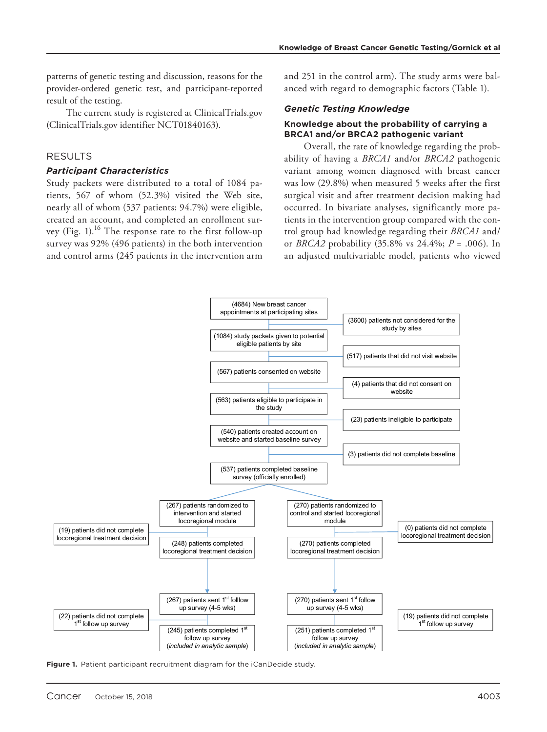patterns of genetic testing and discussion, reasons for the provider-ordered genetic test, and participant-reported result of the testing.

The current study is registered at ClinicalTrials.gov (ClinicalTrials.gov identifier NCT01840163).

## RESULTS

### *Participant Characteristics*

Study packets were distributed to a total of 1084 patients, 567 of whom (52.3%) visited the Web site, nearly all of whom (537 patients; 94.7%) were eligible, created an account, and completed an enrollment survey (Fig. 1).[16] The response rate to the first follow-up survey was 92% (496 patients) in the both intervention and control arms (245 patients in the intervention arm and 251 in the control arm). The study arms were balanced with regard to demographic factors (Table 1).

### *Genetic Testing Knowledge*

#### Knowledge about the probability of carrying a BRCA1 and/or BRCA2 pathogenic variant

Overall, the rate of knowledge regarding the probability of having a *BRCA1* and/or *BRCA2* pathogenic variant among women diagnosed with breast cancer was low (29.8%) when measured 5 weeks after the first surgical visit and after treatment decision making had occurred. In bivariate analyses, significantly more patients in the intervention group compared with the control group had knowledge regarding their *BRCA1* and/or *BRCA2* probability (35.8% vs 24.4%; $P$ = .006). In an adjusted multivariable model, patients who viewed

- (4684) New breast cancer appointments at participating sites
  - (3600) patients not considered for the study by sites
- (1084) study packets given to potential eligible patients by site
  - (517) patients that did not visit website
- (567) patients consented on website
  - (4) patients that did not consent on website
- (563) patients eligible to participate in the study
  - (23) patients ineligible to participate
- (540) patients created account on website and started baseline survey
  - (3) patients did not complete baseline
- (537) patients completed baseline survey (officially enrolled)
- Intervention arm:
  - (267) patients randomized to intervention and started locoregional module
  - (19) patients did not complete locoregional treatment decision
  - (248) patients completed locoregional treatment decision
  - (267) patients sent 1st folllow up survey (4-5 wks)
  - (22) patients did not complete 1st follow up survey
  - (245) patients completed 1st follow up survey (*included in analytic sample*)
- Control arm:
  - (270) patients randomized to control and started locoregional module
  - (0) patients did not complete locoregional treatment decision
  - (270) patients completed locoregional treatment decision
  - (270) patients sent 1st follow up survey (4-5 wks)
  - (19) patients did not complete 1st follow up survey
  - (251) patients completed 1st follow up survey (*included in analytic sample*)

**Figure 1.** Patient participant recruitment diagram for the iCanDecide study.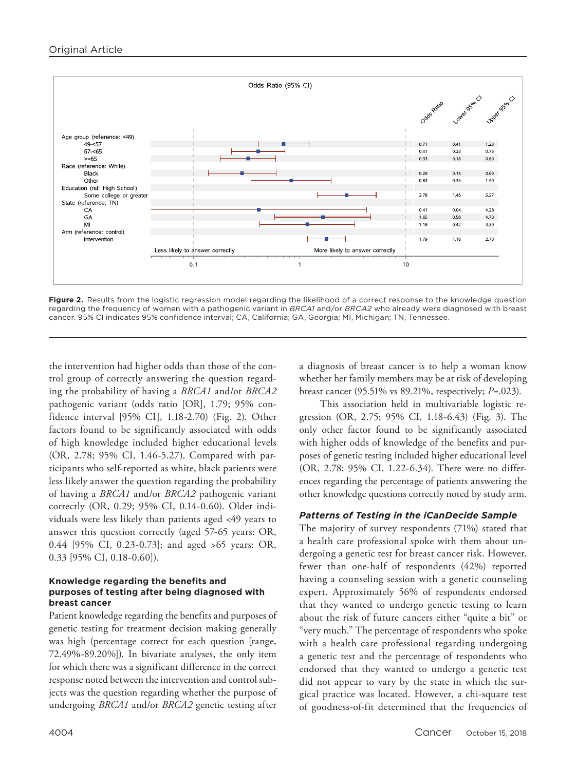Figure 2. Results from the logistic regression model regarding the likelihood of a correct response to the knowledge question regarding the frequency of women with a pathogenic variant in *BRCA1* and/or *BRCA2* who already were diagnosed with breast cancer. 95% CI indicates 95% confidence interval; CA, California; GA, Georgia; MI, Michigan; TN, Tennessee.

| | Odds Ratio | Lower 95% CI | Upper 95% CI |
|---|---|---|---|
| Age group (reference: <49) | | | |
| 49-<57 | 0.71 | 0.41 | 1.23 |
| 57-<65 | 0.41 | 0.23 | 0.73 |
| >=65 | 0.33 | 0.18 | 0.60 |
| Race (reference: White) | | | |
| Black | 0.29 | 0.14 | 0.60 |
| Other | 0.83 | 0.35 | 1.99 |
| Education (ref: High School) | | | |
| Some college or greater | 2.78 | 1.46 | 5.27 |
| State (reference: TN) | | | |
| CA | 0.41 | 0.04 | 4.28 |
| GA | 1.65 | 0.58 | 4.70 |
| MI | 1.18 | 0.42 | 3.30 |
| Arm (reference: control) | | | |
| intervention | 1.79 | 1.18 | 2.70 |

the intervention had higher odds than those of the control group of correctly answering the question regarding the probability of having a *BRCA1* and/or *BRCA2* pathogenic variant (odds ratio [OR], 1.79; 95% confidence interval [95% CI], 1.18-2.70) (Fig. 2). Other factors found to be significantly associated with odds of high knowledge included higher educational levels (OR, 2.78; 95% CI, 1.46-5.27). Compared with participants who self-reported as white, black patients were less likely answer the question regarding the probability of having a *BRCA1* and/or *BRCA2* pathogenic variant correctly (OR, 0.29; 95% CI, 0.14-0.60). Older individuals were less likely than patients aged <49 years to answer this question correctly (aged 57-65 years: OR, 0.44 [95% CI, 0.23-0.73]; and aged >65 years: OR, 0.33 [95% CI, 0.18-0.60]).

### Knowledge regarding the benefits and purposes of testing after being diagnosed with breast cancer

Patient knowledge regarding the benefits and purposes of genetic testing for treatment decision making generally was high (percentage correct for each question [range, 72.49%-89.20%]). In bivariate analyses, the only item for which there was a significant difference in the correct response noted between the intervention and control subjects was the question regarding whether the purpose of undergoing *BRCA1* and/or *BRCA2* genetic testing after a diagnosis of breast cancer is to help a woman know whether her family members may be at risk of developing breast cancer (95.51% vs 89.21%, respectively; *P*=.023).

This association held in multivariable logistic regression (OR, 2.75; 95% CI, 1.18-6.43) (Fig. 3). The only other factor found to be significantly associated with higher odds of knowledge of the benefits and purposes of genetic testing included higher educational level (OR, 2.78; 95% CI, 1.22-6.34). There were no differences regarding the percentage of patients answering the other knowledge questions correctly noted by study arm.

### Patterns of Testing in the iCanDecide Sample

The majority of survey respondents (71%) stated that a health care professional spoke with them about undergoing a genetic test for breast cancer risk. However, fewer than one-half of respondents (42%) reported having a counseling session with a genetic counseling expert. Approximately 56% of respondents endorsed that they wanted to undergo genetic testing to learn about the risk of future cancers either "quite a bit" or "very much." The percentage of respondents who spoke with a health care professional regarding undergoing a genetic test and the percentage of respondents who endorsed that they wanted to undergo a genetic test did not appear to vary by the state in which the surgical practice was located. However, a chi-square test of goodness-of-fit determined that the frequencies of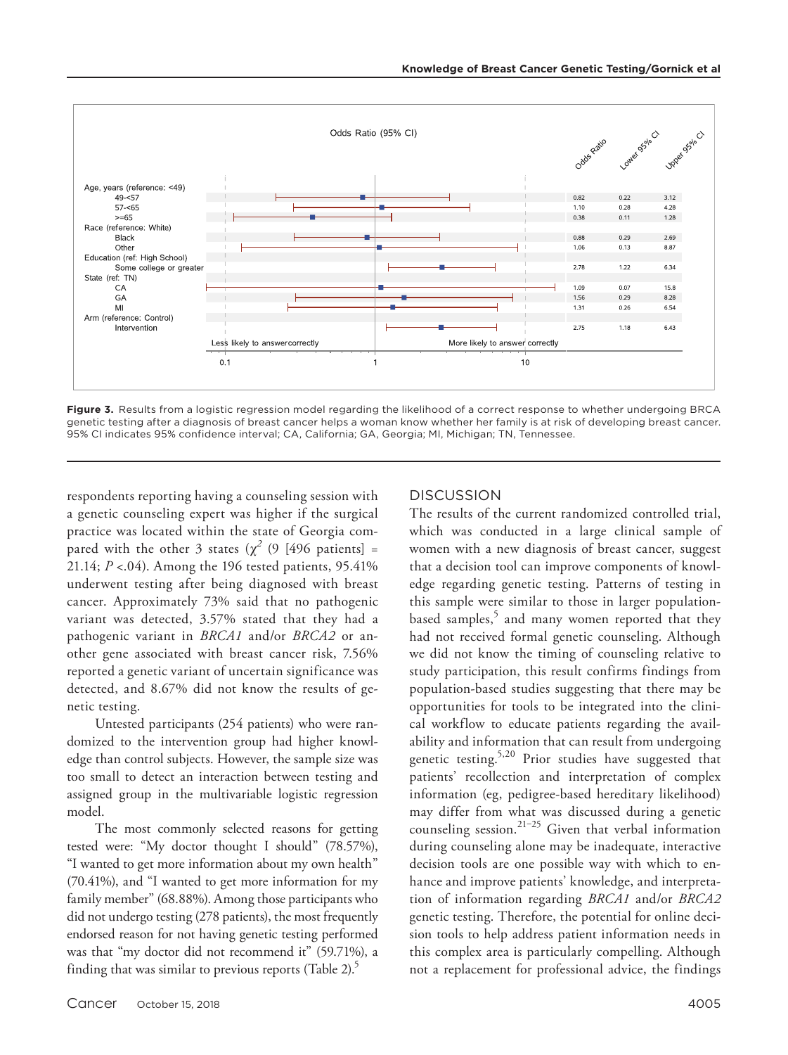| | Odds Ratio | Lower 95% CI | Upper 95% CI |
|---|---|---|---|
| Age, years (reference: <49) | | | |
| 49-<57 | 0.82 | 0.22 | 3.12 |
| 57-<65 | 1.10 | 0.28 | 4.28 |
| >=65 | 0.38 | 0.11 | 1.28 |
| Race (reference: White) | | | |
| Black | 0.88 | 0.29 | 2.69 |
| Other | 1.06 | 0.13 | 8.87 |
| Education (ref: High School) | | | |
| Some college or greater | 2.78 | 1.22 | 6.34 |
| State (ref: TN) | | | |
| CA | 1.09 | 0.07 | 15.8 |
| GA | 1.56 | 0.29 | 8.28 |
| MI | 1.31 | 0.26 | 6.54 |
| Arm (reference: Control) | | | |
| Intervention | 2.75 | 1.18 | 6.43 |

**Figure 3.** Results from a logistic regression model regarding the likelihood of a correct response to whether undergoing BRCA genetic testing after a diagnosis of breast cancer helps a woman know whether her family is at risk of developing breast cancer. 95% CI indicates 95% confidence interval; CA, California; GA, Georgia; MI, Michigan; TN, Tennessee.

respondents reporting having a counseling session with a genetic counseling expert was higher if the surgical practice was located within the state of Georgia compared with the other 3 states ($\chi^2$ (9 [496 patients] = 21.14; $P$ <.04). Among the 196 tested patients, 95.41% underwent testing after being diagnosed with breast cancer. Approximately 73% said that no pathogenic variant was detected, 3.57% stated that they had a pathogenic variant in *BRCA1* and/or *BRCA2* or another gene associated with breast cancer risk, 7.56% reported a genetic variant of uncertain significance was detected, and 8.67% did not know the results of genetic testing.

Untested participants (254 patients) who were randomized to the intervention group had higher knowledge than control subjects. However, the sample size was too small to detect an interaction between testing and assigned group in the multivariable logistic regression model.

The most commonly selected reasons for getting tested were: "My doctor thought I should" (78.57%), "I wanted to get more information about my own health" (70.41%), and "I wanted to get more information for my family member" (68.88%). Among those participants who did not undergo testing (278 patients), the most frequently endorsed reason for not having genetic testing performed was that "my doctor did not recommend it" (59.71%), a finding that was similar to previous reports (Table 2).[5]

## DISCUSSION

The results of the current randomized controlled trial, which was conducted in a large clinical sample of women with a new diagnosis of breast cancer, suggest that a decision tool can improve components of knowledge regarding genetic testing. Patterns of testing in this sample were similar to those in larger population-based samples,[5] and many women reported that they had not received formal genetic counseling. Although we did not know the timing of counseling relative to study participation, this result confirms findings from population-based studies suggesting that there may be opportunities for tools to be integrated into the clinical workflow to educate patients regarding the availability and information that can result from undergoing genetic testing.[5,20] Prior studies have suggested that patients' recollection and interpretation of complex information (eg, pedigree-based hereditary likelihood) may differ from what was discussed during a genetic counseling session.[21–25] Given that verbal information during counseling alone may be inadequate, interactive decision tools are one possible way with which to enhance and improve patients' knowledge, and interpretation of information regarding *BRCA1* and/or *BRCA2* genetic testing. Therefore, the potential for online decision tools to help address patient information needs in this complex area is particularly compelling. Although not a replacement for professional advice, the findings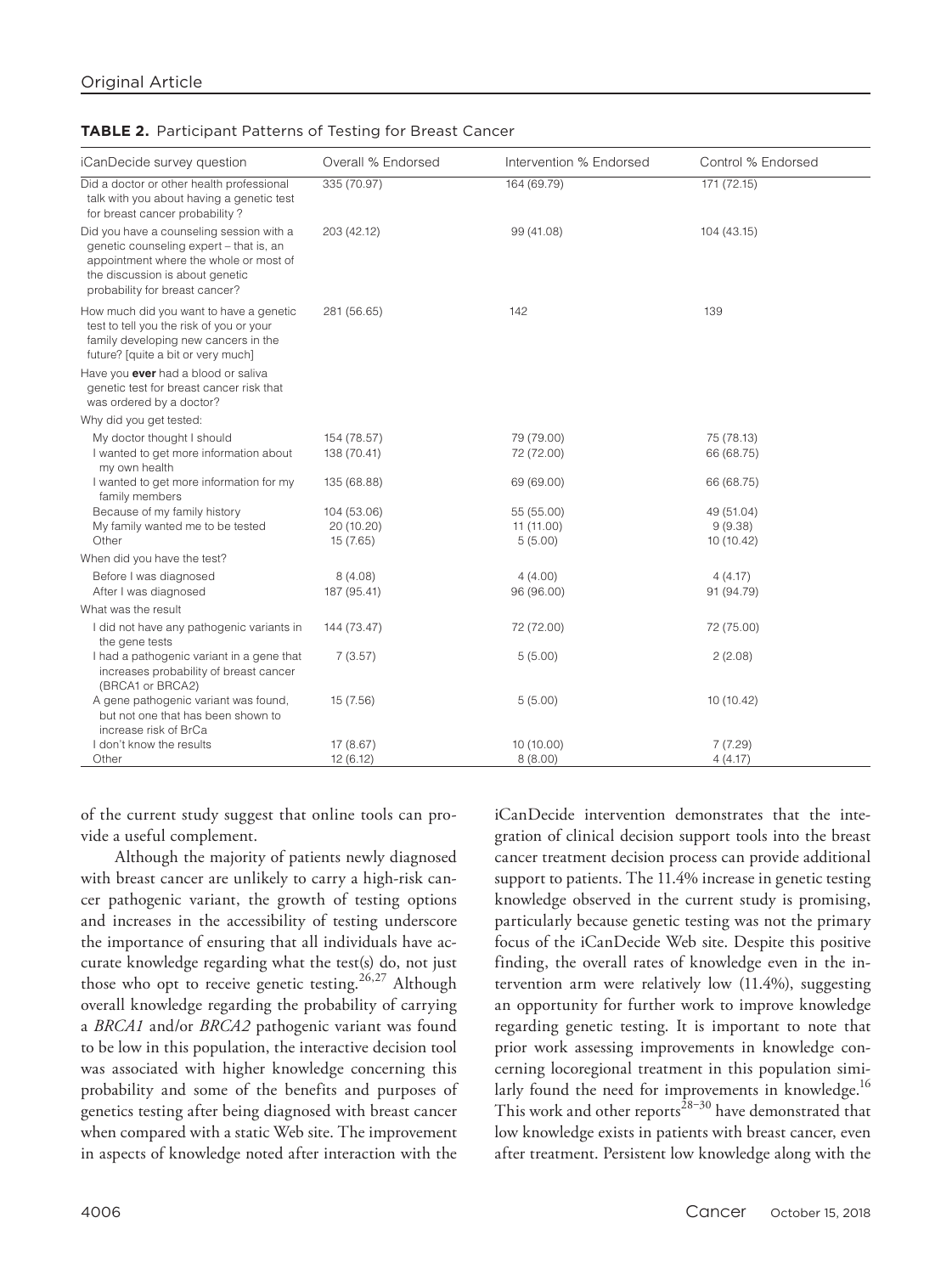**TABLE 2.** Participant Patterns of Testing for Breast Cancer

| iCanDecide survey question | Overall % Endorsed | Intervention % Endorsed | Control % Endorsed |
|---|---|---|---|
| Did a doctor or other health professional talk with you about having a genetic test for breast cancer probability? | 335 (70.97) | 164 (69.79) | 171 (72.15) |
| Did you have a counseling session with a genetic counseling expert – that is, an appointment where the whole or most of the discussion is about genetic probability for breast cancer? | 203 (42.12) | 99 (41.08) | 104 (43.15) |
| How much did you want to have a genetic test to tell you the risk of you or your family developing new cancers in the future? [quite a bit or very much] | 281 (56.65) | 142 | 139 |
| Have you **ever** had a blood or saliva genetic test for breast cancer risk that was ordered by a doctor? | | | |
| Why did you get tested: | | | |
| My doctor thought I should | 154 (78.57) | 79 (79.00) | 75 (78.13) |
| I wanted to get more information about my own health | 138 (70.41) | 72 (72.00) | 66 (68.75) |
| I wanted to get more information for my family members | 135 (68.88) | 69 (69.00) | 66 (68.75) |
| Because of my family history | 104 (53.06) | 55 (55.00) | 49 (51.04) |
| My family wanted me to be tested | 20 (10.20) | 11 (11.00) | 9 (9.38) |
| Other | 15 (7.65) | 5 (5.00) | 10 (10.42) |
| When did you have the test? | | | |
| Before I was diagnosed | 8 (4.08) | 4 (4.00) | 4 (4.17) |
| After I was diagnosed | 187 (95.41) | 96 (96.00) | 91 (94.79) |
| What was the result | | | |
| I did not have any pathogenic variants in the gene tests | 144 (73.47) | 72 (72.00) | 72 (75.00) |
| I had a pathogenic variant in a gene that increases probability of breast cancer (BRCA1 or BRCA2) | 7 (3.57) | 5 (5.00) | 2 (2.08) |
| A gene pathogenic variant was found, but not one that has been shown to increase risk of BrCa | 15 (7.56) | 5 (5.00) | 10 (10.42) |
| I don't know the results | 17 (8.67) | 10 (10.00) | 7 (7.29) |
| Other | 12 (6.12) | 8 (8.00) | 4 (4.17) |

of the current study suggest that online tools can provide a useful complement.

Although the majority of patients newly diagnosed with breast cancer are unlikely to carry a high-risk cancer pathogenic variant, the growth of testing options and increases in the accessibility of testing underscore the importance of ensuring that all individuals have accurate knowledge regarding what the test(s) do, not just those who opt to receive genetic testing.[26,27] Although overall knowledge regarding the probability of carrying a *BRCA1* and/or *BRCA2* pathogenic variant was found to be low in this population, the interactive decision tool was associated with higher knowledge concerning this probability and some of the benefits and purposes of genetics testing after being diagnosed with breast cancer when compared with a static Web site. The improvement in aspects of knowledge noted after interaction with the iCanDecide intervention demonstrates that the integration of clinical decision support tools into the breast cancer treatment decision process can provide additional support to patients. The 11.4% increase in genetic testing knowledge observed in the current study is promising, particularly because genetic testing was not the primary focus of the iCanDecide Web site. Despite this positive finding, the overall rates of knowledge even in the intervention arm were relatively low (11.4%), suggesting an opportunity for further work to improve knowledge regarding genetic testing. It is important to note that prior work assessing improvements in knowledge concerning locoregional treatment in this population similarly found the need for improvements in knowledge.[16] This work and other reports[28–30] have demonstrated that low knowledge exists in patients with breast cancer, even after treatment. Persistent low knowledge along with the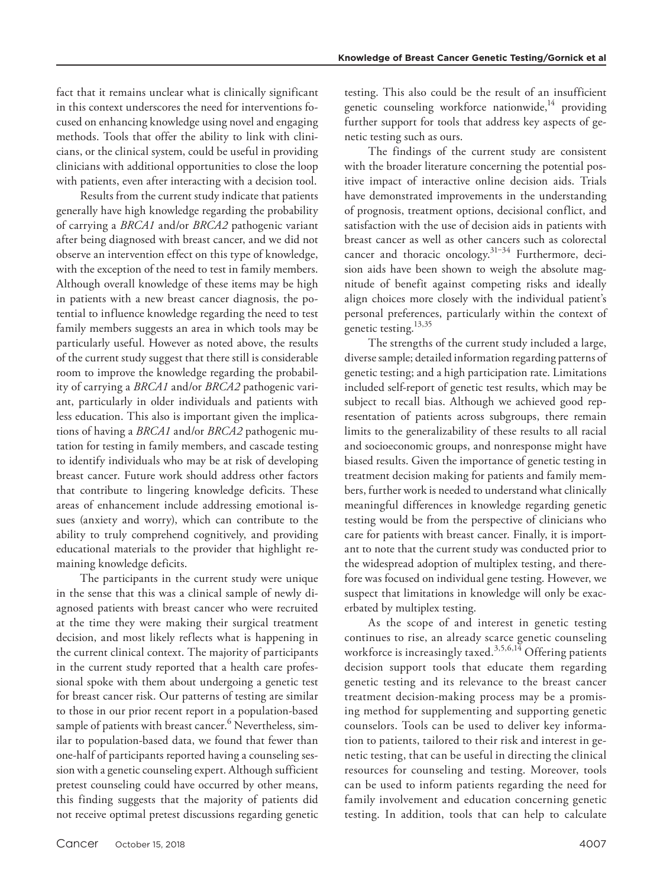fact that it remains unclear what is clinically significant in this context underscores the need for interventions focused on enhancing knowledge using novel and engaging methods. Tools that offer the ability to link with clinicians, or the clinical system, could be useful in providing clinicians with additional opportunities to close the loop with patients, even after interacting with a decision tool.

Results from the current study indicate that patients generally have high knowledge regarding the probability of carrying a *BRCA1* and/or *BRCA2* pathogenic variant after being diagnosed with breast cancer, and we did not observe an intervention effect on this type of knowledge, with the exception of the need to test in family members. Although overall knowledge of these items may be high in patients with a new breast cancer diagnosis, the potential to influence knowledge regarding the need to test family members suggests an area in which tools may be particularly useful. However as noted above, the results of the current study suggest that there still is considerable room to improve the knowledge regarding the probability of carrying a *BRCA1* and/or *BRCA2* pathogenic variant, particularly in older individuals and patients with less education. This also is important given the implications of having a *BRCA1* and/or *BRCA2* pathogenic mutation for testing in family members, and cascade testing to identify individuals who may be at risk of developing breast cancer. Future work should address other factors that contribute to lingering knowledge deficits. These areas of enhancement include addressing emotional issues (anxiety and worry), which can contribute to the ability to truly comprehend cognitively, and providing educational materials to the provider that highlight remaining knowledge deficits.

The participants in the current study were unique in the sense that this was a clinical sample of newly diagnosed patients with breast cancer who were recruited at the time they were making their surgical treatment decision, and most likely reflects what is happening in the current clinical context. The majority of participants in the current study reported that a health care professional spoke with them about undergoing a genetic test for breast cancer risk. Our patterns of testing are similar to those in our prior recent report in a population-based sample of patients with breast cancer.[6] Nevertheless, similar to population-based data, we found that fewer than one-half of participants reported having a counseling session with a genetic counseling expert. Although sufficient pretest counseling could have occurred by other means, this finding suggests that the majority of patients did not receive optimal pretest discussions regarding genetic testing. This also could be the result of an insufficient genetic counseling workforce nationwide,[14] providing further support for tools that address key aspects of genetic testing such as ours.

The findings of the current study are consistent with the broader literature concerning the potential positive impact of interactive online decision aids. Trials have demonstrated improvements in the understanding of prognosis, treatment options, decisional conflict, and satisfaction with the use of decision aids in patients with breast cancer as well as other cancers such as colorectal cancer and thoracic oncology.[31-34] Furthermore, decision aids have been shown to weigh the absolute magnitude of benefit against competing risks and ideally align choices more closely with the individual patient's personal preferences, particularly within the context of genetic testing.[13,35]

The strengths of the current study included a large, diverse sample; detailed information regarding patterns of genetic testing; and a high participation rate. Limitations included self-report of genetic test results, which may be subject to recall bias. Although we achieved good representation of patients across subgroups, there remain limits to the generalizability of these results to all racial and socioeconomic groups, and nonresponse might have biased results. Given the importance of genetic testing in treatment decision making for patients and family members, further work is needed to understand what clinically meaningful differences in knowledge regarding genetic testing would be from the perspective of clinicians who care for patients with breast cancer. Finally, it is important to note that the current study was conducted prior to the widespread adoption of multiplex testing, and therefore was focused on individual gene testing. However, we suspect that limitations in knowledge will only be exacerbated by multiplex testing.

As the scope of and interest in genetic testing continues to rise, an already scarce genetic counseling workforce is increasingly taxed.[3,5,6,14] Offering patients decision support tools that educate them regarding genetic testing and its relevance to the breast cancer treatment decision-making process may be a promising method for supplementing and supporting genetic counselors. Tools can be used to deliver key information to patients, tailored to their risk and interest in genetic testing, that can be useful in directing the clinical resources for counseling and testing. Moreover, tools can be used to inform patients regarding the need for family involvement and education concerning genetic testing. In addition, tools that can help to calculate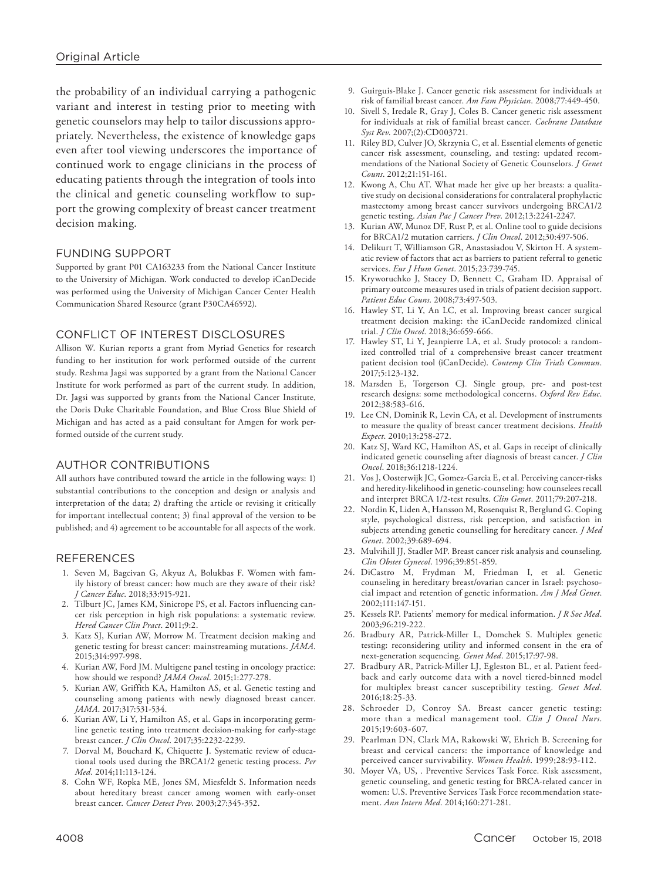the probability of an individual carrying a pathogenic variant and interest in testing prior to meeting with genetic counselors may help to tailor discussions appropriately. Nevertheless, the existence of knowledge gaps even after tool viewing underscores the importance of continued work to engage clinicians in the process of educating patients through the integration of tools into the clinical and genetic counseling workflow to support the growing complexity of breast cancer treatment decision making.

## FUNDING SUPPORT

Supported by grant P01 CA163233 from the National Cancer Institute to the University of Michigan. Work conducted to develop iCanDecide was performed using the University of Michigan Cancer Center Health Communication Shared Resource (grant P30CA46592).

## CONFLICT OF INTEREST DISCLOSURES

Allison W. Kurian reports a grant from Myriad Genetics for research funding to her institution for work performed outside of the current study. Reshma Jagsi was supported by a grant from the National Cancer Institute for work performed as part of the current study. In addition, Dr. Jagsi was supported by grants from the National Cancer Institute, the Doris Duke Charitable Foundation, and Blue Cross Blue Shield of Michigan and has acted as a paid consultant for Amgen for work performed outside of the current study.

## AUTHOR CONTRIBUTIONS

All authors have contributed toward the article in the following ways: 1) substantial contributions to the conception and design or analysis and interpretation of the data; 2) drafting the article or revising it critically for important intellectual content; 3) final approval of the version to be published; and 4) agreement to be accountable for all aspects of the work.

## REFERENCES

1. Seven M, Bagcivan G, Akyuz A, Bolukbas F. Women with family history of breast cancer: how much are they aware of their risk? *J Cancer Educ*. 2018;33:915-921.
2. Tilburt JC, James KM, Sinicrope PS, et al. Factors influencing cancer risk perception in high risk populations: a systematic review. *Hered Cancer Clin Pract*. 2011;9:2.
3. Katz SJ, Kurian AW, Morrow M. Treatment decision making and genetic testing for breast cancer: mainstreaming mutations. *JAMA*. 2015;314:997-998.
4. Kurian AW, Ford JM. Multigene panel testing in oncology practice: how should we respond? *JAMA Oncol*. 2015;1:277-278.
5. Kurian AW, Griffith KA, Hamilton AS, et al. Genetic testing and counseling among patients with newly diagnosed breast cancer. *JAMA*. 2017;317:531-534.
6. Kurian AW, Li Y, Hamilton AS, et al. Gaps in incorporating germline genetic testing into treatment decision-making for early-stage breast cancer. *J Clin Oncol*. 2017;35:2232-2239.
7. Dorval M, Bouchard K, Chiquette J. Systematic review of educational tools used during the BRCA1/2 genetic testing process. *Per Med*. 2014;11:113-124.
8. Cohn WF, Ropka ME, Jones SM, Miesfeldt S. Information needs about hereditary breast cancer among women with early-onset breast cancer. *Cancer Detect Prev*. 2003;27:345-352.
9. Guirguis-Blake J. Cancer genetic risk assessment for individuals at risk of familial breast cancer. *Am Fam Physician*. 2008;77:449-450.
10. Sivell S, Iredale R, Gray J, Coles B. Cancer genetic risk assessment for individuals at risk of familial breast cancer. *Cochrane Database Syst Rev*. 2007;(2):CD003721.
11. Riley BD, Culver JO, Skrzynia C, et al. Essential elements of genetic cancer risk assessment, counseling, and testing: updated recommendations of the National Society of Genetic Counselors. *J Genet Couns*. 2012;21:151-161.
12. Kwong A, Chu AT. What made her give up her breasts: a qualitative study on decisional considerations for contralateral prophylactic mastectomy among breast cancer survivors undergoing BRCA1/2 genetic testing. *Asian Pac J Cancer Prev*. 2012;13:2241-2247.
13. Kurian AW, Munoz DF, Rust P, et al. Online tool to guide decisions for BRCA1/2 mutation carriers. *J Clin Oncol*. 2012;30:497-506.
14. Delikurt T, Williamson GR, Anastasiadou V, Skirton H. A systematic review of factors that act as barriers to patient referral to genetic services. *Eur J Hum Genet*. 2015;23:739-745.
15. Kryworuchko J, Stacey D, Bennett C, Graham ID. Appraisal of primary outcome measures used in trials of patient decision support. *Patient Educ Couns*. 2008;73:497-503.
16. Hawley ST, Li Y, An LC, et al. Improving breast cancer surgical treatment decision making: the iCanDecide randomized clinical trial. *J Clin Oncol*. 2018;36:659-666.
17. Hawley ST, Li Y, Jeanpierre LA, et al. Study protocol: a randomized controlled trial of a comprehensive breast cancer treatment patient decision tool (iCanDecide). *Contemp Clin Trials Commun*. 2017;5:123-132.
18. Marsden E, Torgerson CJ. Single group, pre- and post-test research designs: some methodological concerns. *Oxford Rev Educ*. 2012;38:583-616.
19. Lee CN, Dominik R, Levin CA, et al. Development of instruments to measure the quality of breast cancer treatment decisions. *Health Expect*. 2010;13:258-272.
20. Katz SJ, Ward KC, Hamilton AS, et al. Gaps in receipt of clinically indicated genetic counseling after diagnosis of breast cancer. *J Clin Oncol*. 2018;36:1218-1224.
21. Vos J, Oosterwijk JC, Gomez-Garcia E, et al. Perceiving cancer-risks and heredity-likelihood in genetic-counseling: how counselees recall and interpret BRCA 1/2-test results. *Clin Genet*. 2011;79:207-218.
22. Nordin K, Liden A, Hansson M, Rosenquist R, Berglund G. Coping style, psychological distress, risk perception, and satisfaction in subjects attending genetic counselling for hereditary cancer. *J Med Genet*. 2002;39:689-694.
23. Mulvihill JJ, Stadler MP. Breast cancer risk analysis and counseling. *Clin Obstet Gynecol*. 1996;39:851-859.
24. DiCastro M, Frydman M, Friedman I, et al. Genetic counseling in hereditary breast/ovarian cancer in Israel: psychosocial impact and retention of genetic information. *Am J Med Genet*. 2002;111:147-151.
25. Kessels RP. Patients' memory for medical information. *J R Soc Med*. 2003;96:219-222.
26. Bradbury AR, Patrick-Miller L, Domchek S. Multiplex genetic testing: reconsidering utility and informed consent in the era of next-generation sequencing. *Genet Med*. 2015;17:97-98.
27. Bradbury AR, Patrick-Miller LJ, Egleston BL, et al. Patient feedback and early outcome data with a novel tiered-binned model for multiplex breast cancer susceptibility testing. *Genet Med*. 2016;18:25-33.
28. Schroeder D, Conroy SA. Breast cancer genetic testing: more than a medical management tool. *Clin J Oncol Nurs*. 2015;19:603-607.
29. Pearlman DN, Clark MA, Rakowski W, Ehrich B. Screening for breast and cervical cancers: the importance of knowledge and perceived cancer survivability. *Women Health*. 1999;28:93-112.
30. Moyer VA, US, . Preventive Services Task Force. Risk assessment, genetic counseling, and genetic testing for BRCA-related cancer in women: U.S. Preventive Services Task Force recommendation statement. *Ann Intern Med*. 2014;160:271-281.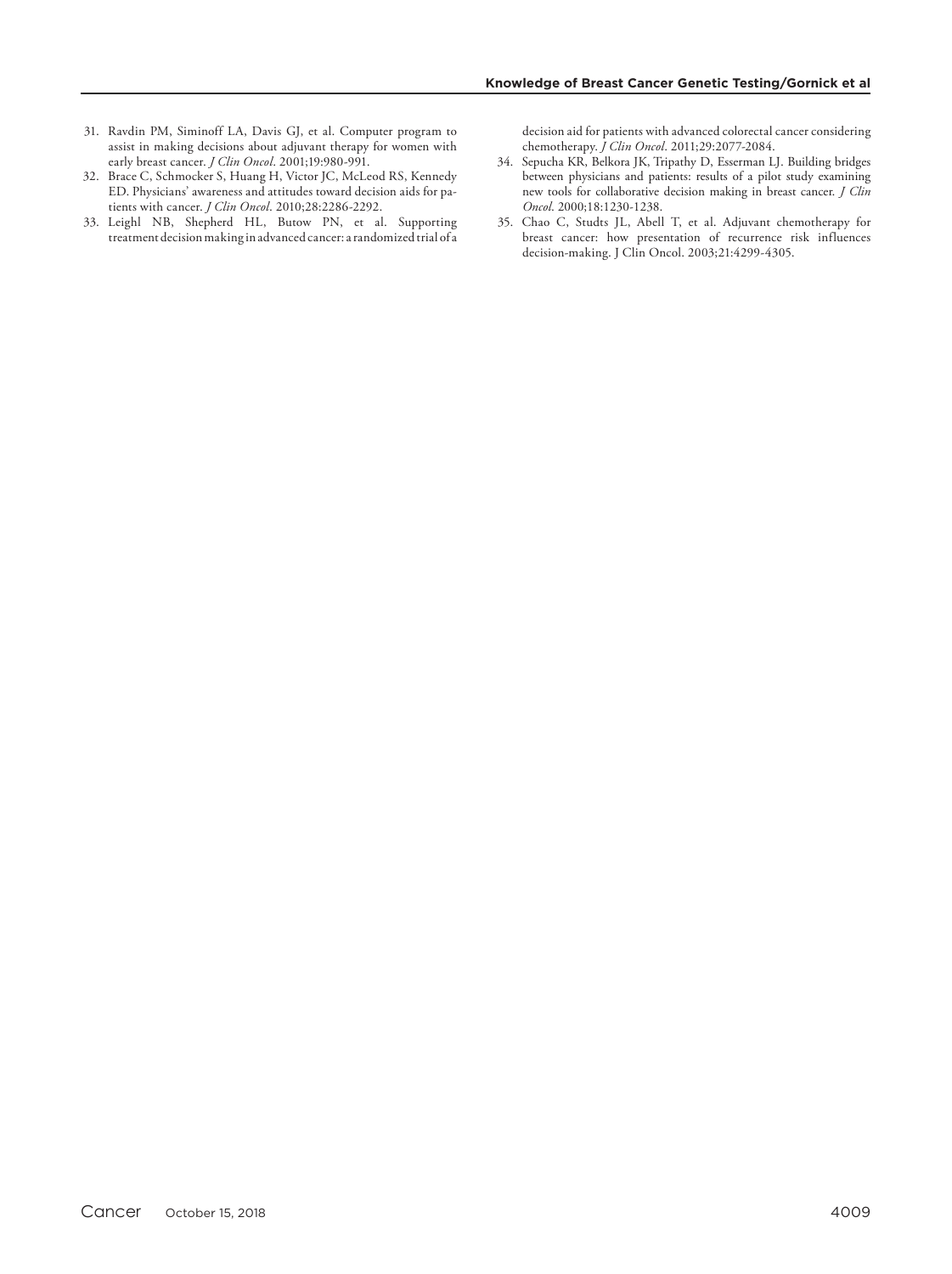31. Ravdin PM, Siminoff LA, Davis GJ, et al. Computer program to assist in making decisions about adjuvant therapy for women with early breast cancer. *J Clin Oncol*. 2001;19:980-991.
32. Brace C, Schmocker S, Huang H, Victor JC, McLeod RS, Kennedy ED. Physicians' awareness and attitudes toward decision aids for patients with cancer. *J Clin Oncol*. 2010;28:2286-2292.
33. Leighl NB, Shepherd HL, Butow PN, et al. Supporting treatment decision making in advanced cancer: a randomized trial of a decision aid for patients with advanced colorectal cancer considering chemotherapy. *J Clin Oncol*. 2011;29:2077-2084.
34. Sepucha KR, Belkora JK, Tripathy D, Esserman LJ. Building bridges between physicians and patients: results of a pilot study examining new tools for collaborative decision making in breast cancer. *J Clin Oncol*. 2000;18:1230-1238.
35. Chao C, Studts JL, Abell T, et al. Adjuvant chemotherapy for breast cancer: how presentation of recurrence risk influences decision-making. J Clin Oncol. 2003;21:4299-4305.